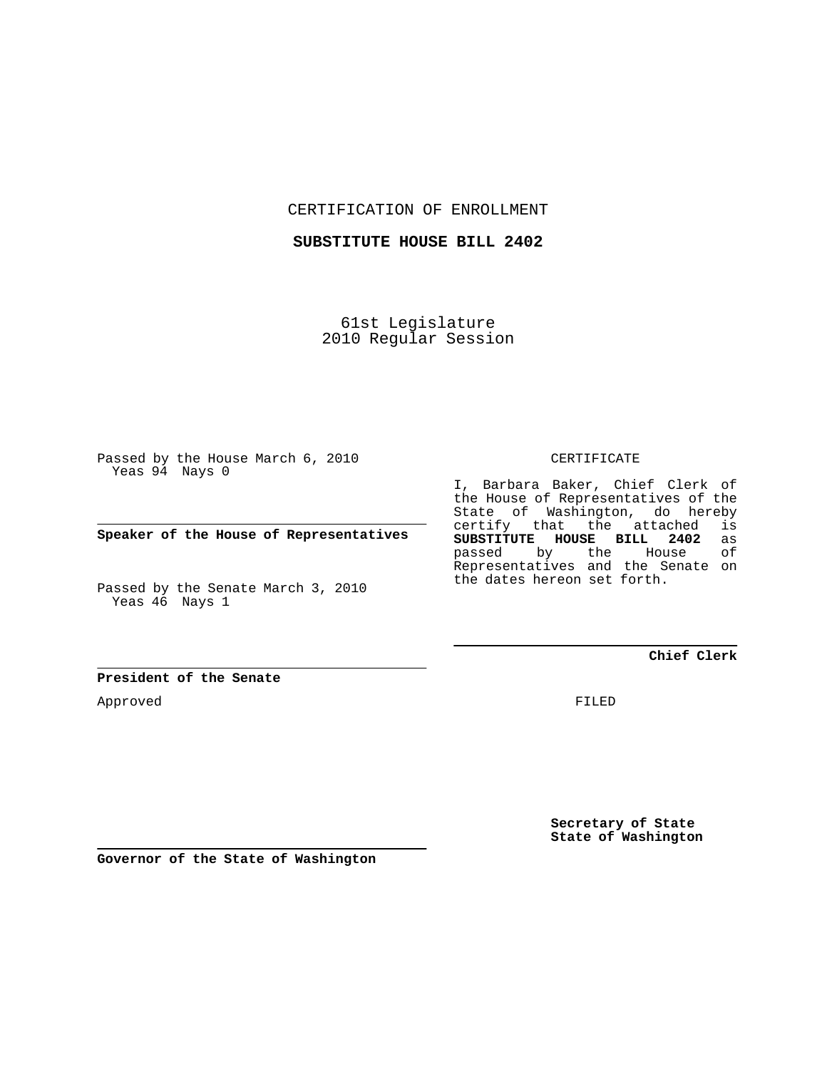CERTIFICATION OF ENROLLMENT

**SUBSTITUTE HOUSE BILL 2402**

61st Legislature
2010 Regular Session

Passed by the House March 6, 2010
Yeas 94 Nays 0

**Speaker of the House of Representatives**

Passed by the Senate March 3, 2010
Yeas 46 Nays 1

**President of the Senate**

Approved

**Governor of the State of Washington**

CERTIFICATE

I, Barbara Baker, Chief Clerk of the House of Representatives of the State of Washington, do hereby certify that the attached is **SUBSTITUTE HOUSE BILL 2402** as passed by the House of Representatives and the Senate on the dates hereon set forth.

**Chief Clerk**

FILED

**Secretary of State**
**State of Washington**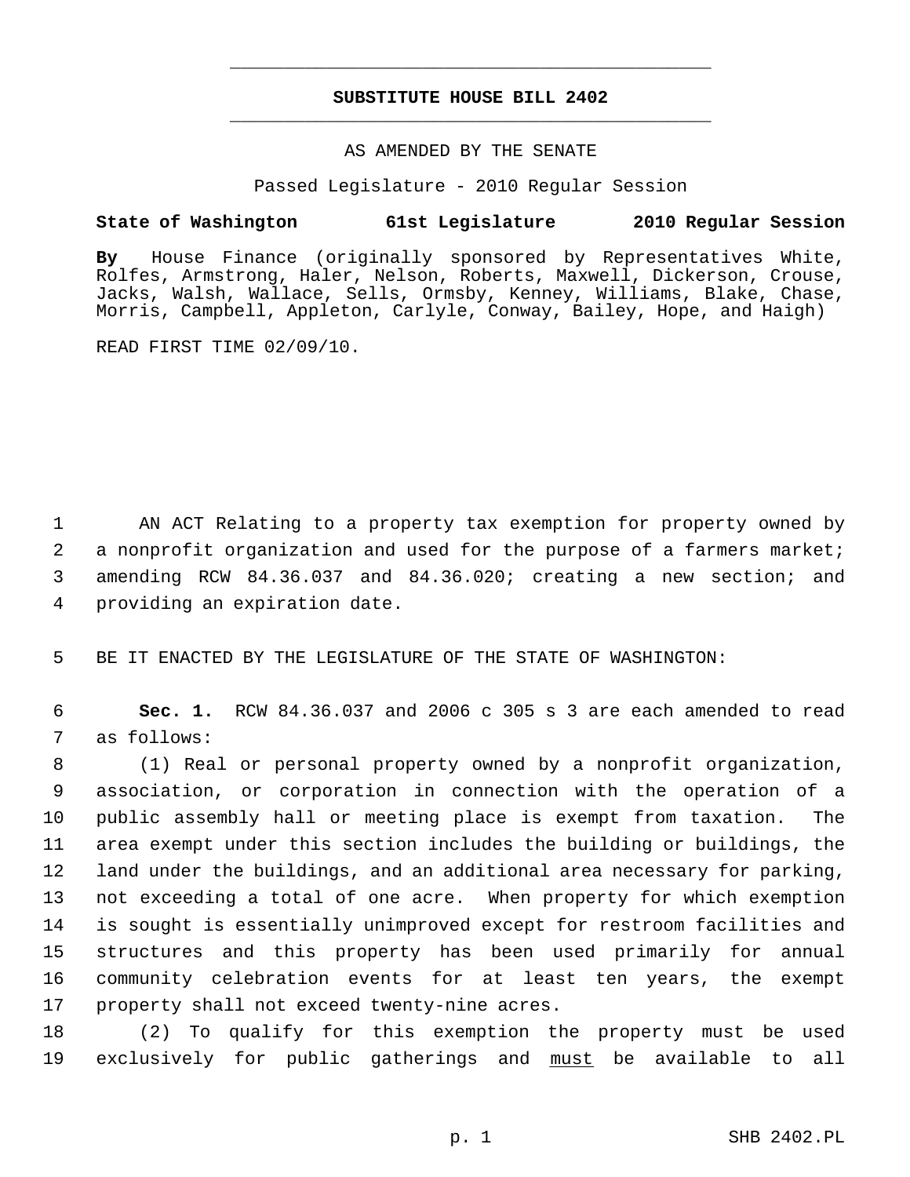# SUBSTITUTE HOUSE BILL 2402

AS AMENDED BY THE SENATE

Passed Legislature - 2010 Regular Session

**State of Washington 61st Legislature 2010 Regular Session**

**By** House Finance (originally sponsored by Representatives White, Rolfes, Armstrong, Haler, Nelson, Roberts, Maxwell, Dickerson, Crouse, Jacks, Walsh, Wallace, Sells, Ormsby, Kenney, Williams, Blake, Chase, Morris, Campbell, Appleton, Carlyle, Conway, Bailey, Hope, and Haigh)

READ FIRST TIME 02/09/10.

AN ACT Relating to a property tax exemption for property owned by a nonprofit organization and used for the purpose of a farmers market; amending RCW 84.36.037 and 84.36.020; creating a new section; and providing an expiration date.

BE IT ENACTED BY THE LEGISLATURE OF THE STATE OF WASHINGTON:

**Sec. 1.** RCW 84.36.037 and 2006 c 305 s 3 are each amended to read as follows:

(1) Real or personal property owned by a nonprofit organization, association, or corporation in connection with the operation of a public assembly hall or meeting place is exempt from taxation. The area exempt under this section includes the building or buildings, the land under the buildings, and an additional area necessary for parking, not exceeding a total of one acre. When property for which exemption is sought is essentially unimproved except for restroom facilities and structures and this property has been used primarily for annual community celebration events for at least ten years, the exempt property shall not exceed twenty-nine acres.

(2) To qualify for this exemption the property must be used exclusively for public gatherings and <u>must</u> be available to all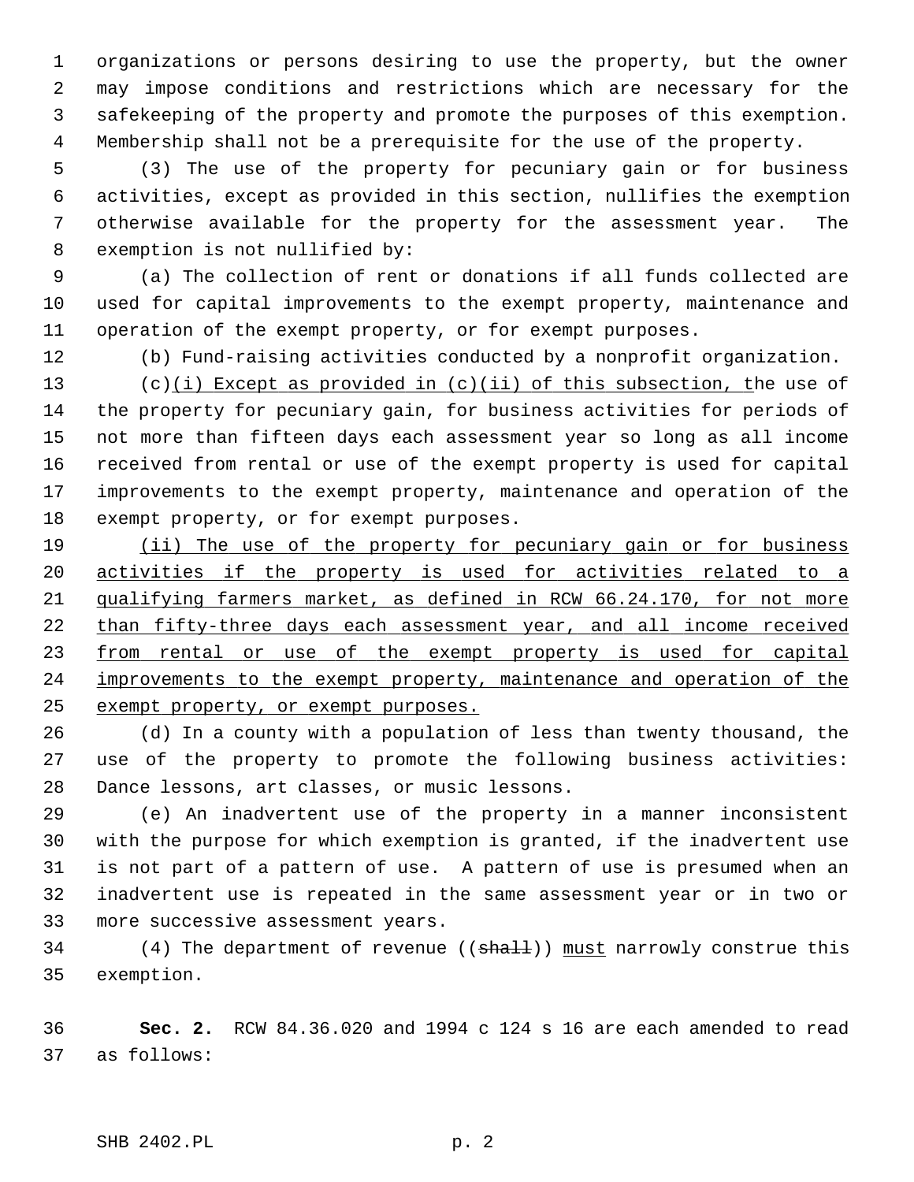organizations or persons desiring to use the property, but the owner may impose conditions and restrictions which are necessary for the safekeeping of the property and promote the purposes of this exemption. Membership shall not be a prerequisite for the use of the property.

(3) The use of the property for pecuniary gain or for business activities, except as provided in this section, nullifies the exemption otherwise available for the property for the assessment year. The exemption is not nullified by:

(a) The collection of rent or donations if all funds collected are used for capital improvements to the exempt property, maintenance and operation of the exempt property, or for exempt purposes.

(b) Fund-raising activities conducted by a nonprofit organization.

(c)<u>(i) Except as provided in (c)(ii) of this subsection, t</u>he use of the property for pecuniary gain, for business activities for periods of not more than fifteen days each assessment year so long as all income received from rental or use of the exempt property is used for capital improvements to the exempt property, maintenance and operation of the exempt property, or for exempt purposes.

<u>(ii) The use of the property for pecuniary gain or for business activities if the property is used for activities related to a qualifying farmers market, as defined in RCW 66.24.170, for not more than fifty-three days each assessment year, and all income received from rental or use of the exempt property is used for capital improvements to the exempt property, maintenance and operation of the exempt property, or exempt purposes.</u>

(d) In a county with a population of less than twenty thousand, the use of the property to promote the following business activities: Dance lessons, art classes, or music lessons.

(e) An inadvertent use of the property in a manner inconsistent with the purpose for which exemption is granted, if the inadvertent use is not part of a pattern of use. A pattern of use is presumed when an inadvertent use is repeated in the same assessment year or in two or more successive assessment years.

(4) The department of revenue ((~~shall~~)) <u>must</u> narrowly construe this exemption.

**Sec. 2.** RCW 84.36.020 and 1994 c 124 s 16 are each amended to read as follows: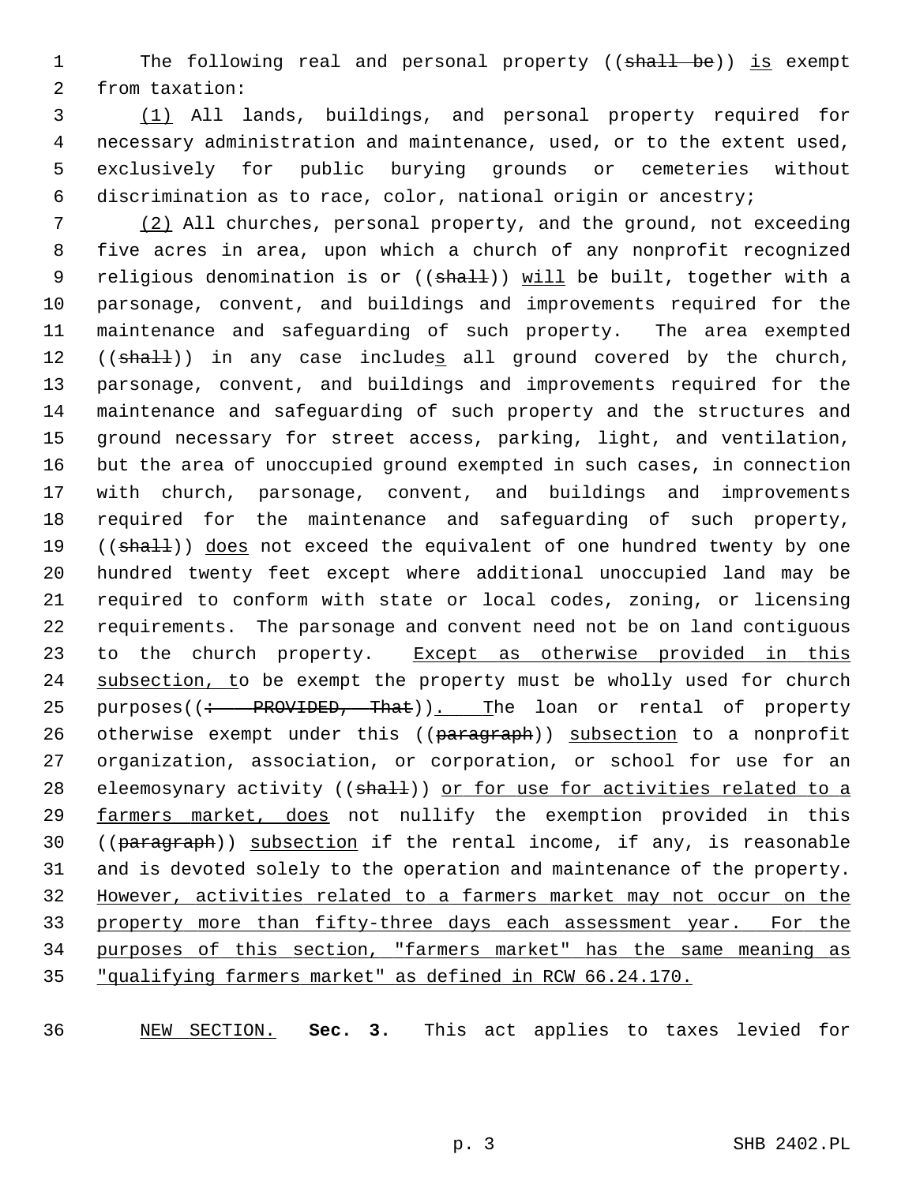The following real and personal property ((~~shall be~~)) is exempt from taxation:

(1) All lands, buildings, and personal property required for necessary administration and maintenance, used, or to the extent used, exclusively for public burying grounds or cemeteries without discrimination as to race, color, national origin or ancestry;

(2) All churches, personal property, and the ground, not exceeding five acres in area, upon which a church of any nonprofit recognized religious denomination is or ((~~shall~~)) will be built, together with a parsonage, convent, and buildings and improvements required for the maintenance and safeguarding of such property. The area exempted ((~~shall~~)) in any case includes all ground covered by the church, parsonage, convent, and buildings and improvements required for the maintenance and safeguarding of such property and the structures and ground necessary for street access, parking, light, and ventilation, but the area of unoccupied ground exempted in such cases, in connection with church, parsonage, convent, and buildings and improvements required for the maintenance and safeguarding of such property, ((~~shall~~)) does not exceed the equivalent of one hundred twenty by one hundred twenty feet except where additional unoccupied land may be required to conform with state or local codes, zoning, or licensing requirements. The parsonage and convent need not be on land contiguous to the church property. Except as otherwise provided in this subsection, to be exempt the property must be wholly used for church purposes((~~: PROVIDED, That~~)). The loan or rental of property otherwise exempt under this ((~~paragraph~~)) subsection to a nonprofit organization, association, or corporation, or school for use for an eleemosynary activity ((~~shall~~)) or for use for activities related to a farmers market, does not nullify the exemption provided in this ((~~paragraph~~)) subsection if the rental income, if any, is reasonable and is devoted solely to the operation and maintenance of the property. However, activities related to a farmers market may not occur on the property more than fifty-three days each assessment year. For the purposes of this section, "farmers market" has the same meaning as "qualifying farmers market" as defined in RCW 66.24.170.

NEW SECTION. **Sec. 3.** This act applies to taxes levied for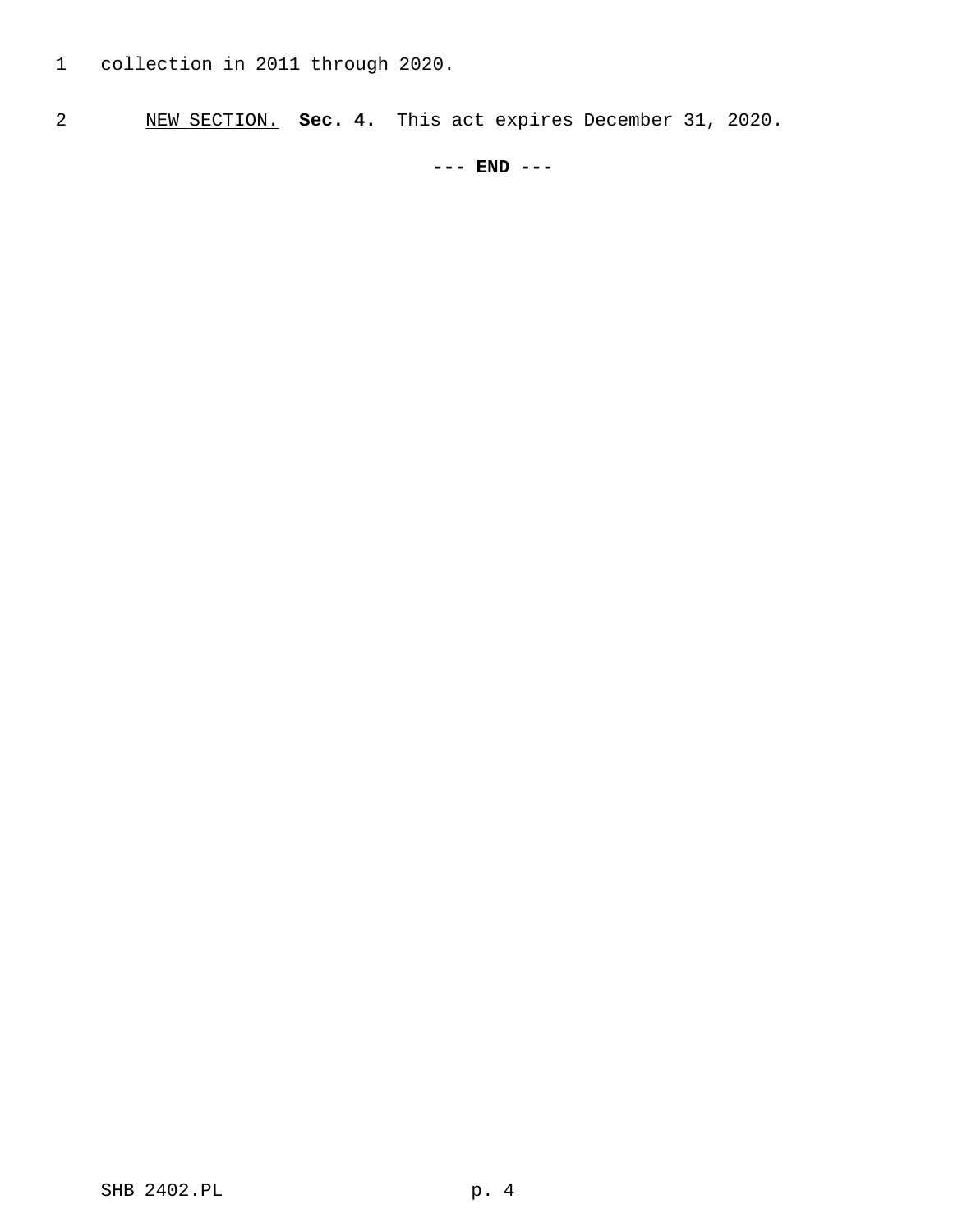collection in 2011 through 2020.

NEW SECTION. **Sec. 4.** This act expires December 31, 2020.

**--- END ---**